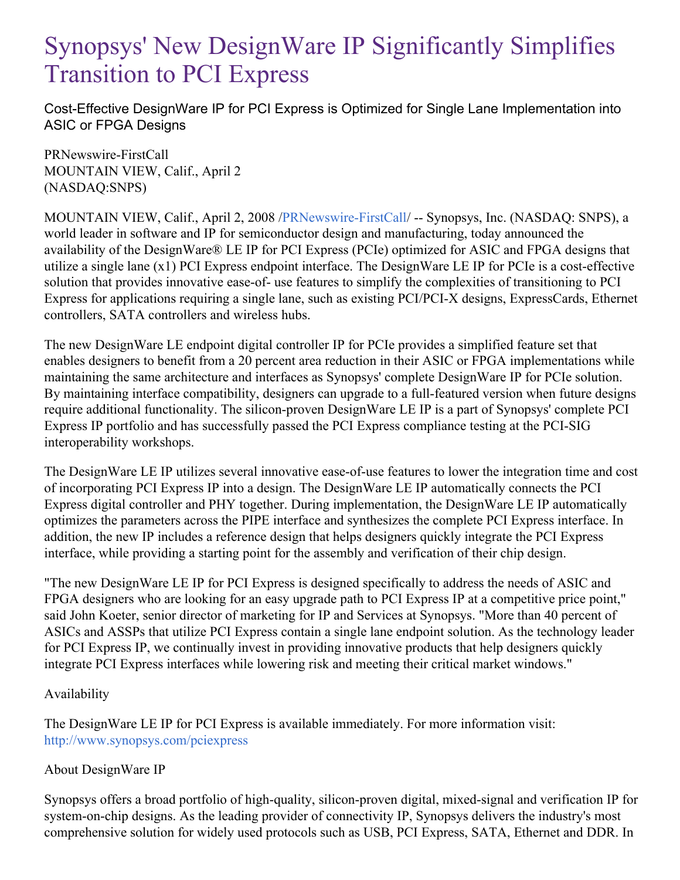# Synopsys' New DesignWare IP Significantly Simplifies Transition to PCI Express

Cost-Effective DesignWare IP for PCI Express is Optimized for Single Lane Implementation into ASIC or FPGA Designs

PRNewswire-FirstCall
MOUNTAIN VIEW, Calif., April 2
(NASDAQ:SNPS)

MOUNTAIN VIEW, Calif., April 2, 2008 /PRNewswire-FirstCall/ -- Synopsys, Inc. (NASDAQ: SNPS), a world leader in software and IP for semiconductor design and manufacturing, today announced the availability of the DesignWare® LE IP for PCI Express (PCIe) optimized for ASIC and FPGA designs that utilize a single lane (x1) PCI Express endpoint interface. The DesignWare LE IP for PCIe is a cost-effective solution that provides innovative ease-of- use features to simplify the complexities of transitioning to PCI Express for applications requiring a single lane, such as existing PCI/PCI-X designs, ExpressCards, Ethernet controllers, SATA controllers and wireless hubs.

The new DesignWare LE endpoint digital controller IP for PCIe provides a simplified feature set that enables designers to benefit from a 20 percent area reduction in their ASIC or FPGA implementations while maintaining the same architecture and interfaces as Synopsys' complete DesignWare IP for PCIe solution. By maintaining interface compatibility, designers can upgrade to a full-featured version when future designs require additional functionality. The silicon-proven DesignWare LE IP is a part of Synopsys' complete PCI Express IP portfolio and has successfully passed the PCI Express compliance testing at the PCI-SIG interoperability workshops.

The DesignWare LE IP utilizes several innovative ease-of-use features to lower the integration time and cost of incorporating PCI Express IP into a design. The DesignWare LE IP automatically connects the PCI Express digital controller and PHY together. During implementation, the DesignWare LE IP automatically optimizes the parameters across the PIPE interface and synthesizes the complete PCI Express interface. In addition, the new IP includes a reference design that helps designers quickly integrate the PCI Express interface, while providing a starting point for the assembly and verification of their chip design.

"The new DesignWare LE IP for PCI Express is designed specifically to address the needs of ASIC and FPGA designers who are looking for an easy upgrade path to PCI Express IP at a competitive price point," said John Koeter, senior director of marketing for IP and Services at Synopsys. "More than 40 percent of ASICs and ASSPs that utilize PCI Express contain a single lane endpoint solution. As the technology leader for PCI Express IP, we continually invest in providing innovative products that help designers quickly integrate PCI Express interfaces while lowering risk and meeting their critical market windows."

Availability

The DesignWare LE IP for PCI Express is available immediately. For more information visit: http://www.synopsys.com/pciexpress

About DesignWare IP

Synopsys offers a broad portfolio of high-quality, silicon-proven digital, mixed-signal and verification IP for system-on-chip designs. As the leading provider of connectivity IP, Synopsys delivers the industry's most comprehensive solution for widely used protocols such as USB, PCI Express, SATA, Ethernet and DDR. In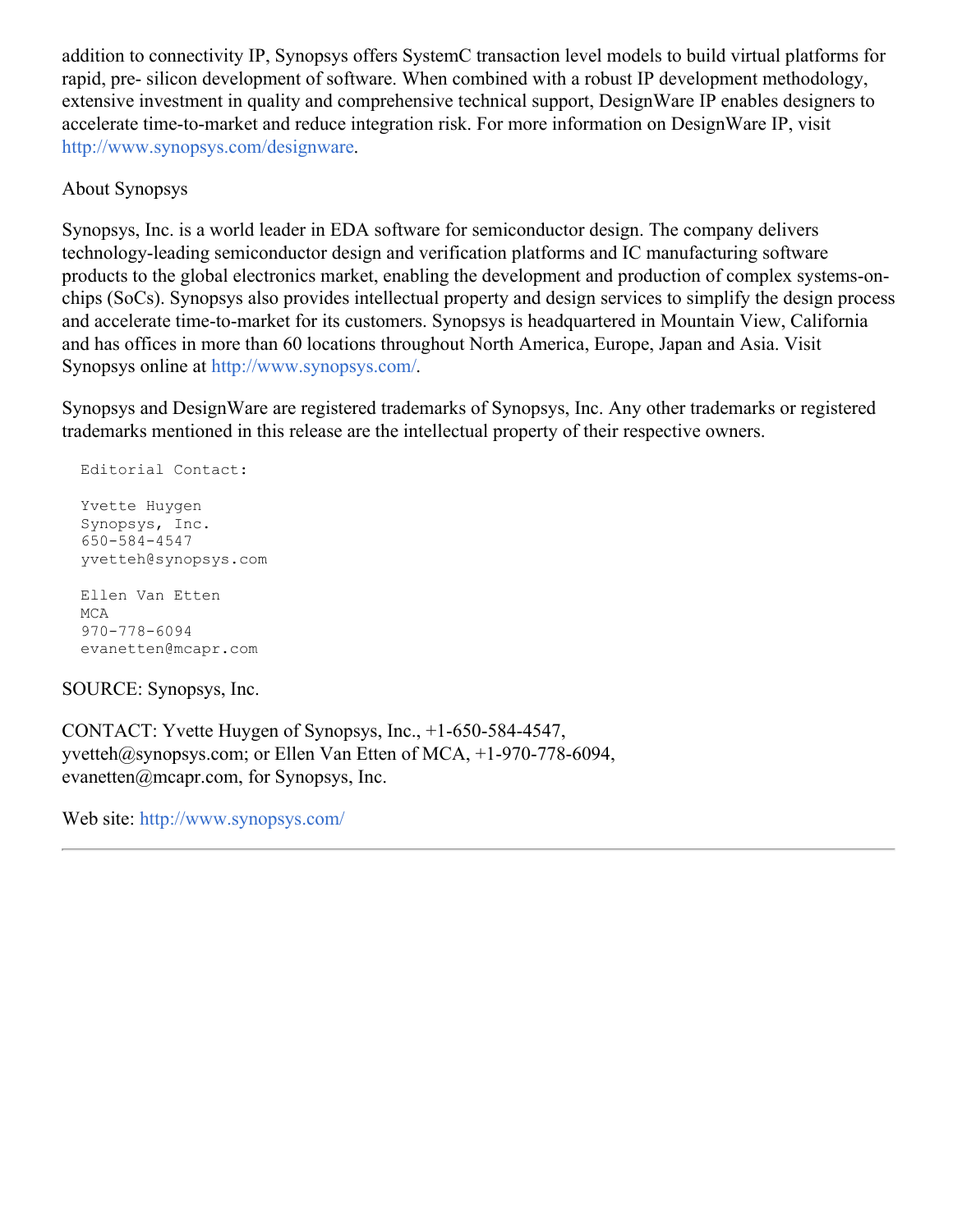addition to connectivity IP, Synopsys offers SystemC transaction level models to build virtual platforms for rapid, pre- silicon development of software. When combined with a robust IP development methodology, extensive investment in quality and comprehensive technical support, DesignWare IP enables designers to accelerate time-to-market and reduce integration risk. For more information on DesignWare IP, visit http://www.synopsys.com/designware.

About Synopsys

Synopsys, Inc. is a world leader in EDA software for semiconductor design. The company delivers technology-leading semiconductor design and verification platforms and IC manufacturing software products to the global electronics market, enabling the development and production of complex systems-on-chips (SoCs). Synopsys also provides intellectual property and design services to simplify the design process and accelerate time-to-market for its customers. Synopsys is headquartered in Mountain View, California and has offices in more than 60 locations throughout North America, Europe, Japan and Asia. Visit Synopsys online at http://www.synopsys.com/.

Synopsys and DesignWare are registered trademarks of Synopsys, Inc. Any other trademarks or registered trademarks mentioned in this release are the intellectual property of their respective owners.

```
Editorial Contact:

Yvette Huygen
Synopsys, Inc.
650-584-4547
yvetteh@synopsys.com

Ellen Van Etten
MCA
970-778-6094
evanetten@mcapr.com
```

SOURCE: Synopsys, Inc.

CONTACT: Yvette Huygen of Synopsys, Inc., +1-650-584-4547, yvetteh@synopsys.com; or Ellen Van Etten of MCA, +1-970-778-6094, evanetten@mcapr.com, for Synopsys, Inc.

Web site: http://www.synopsys.com/